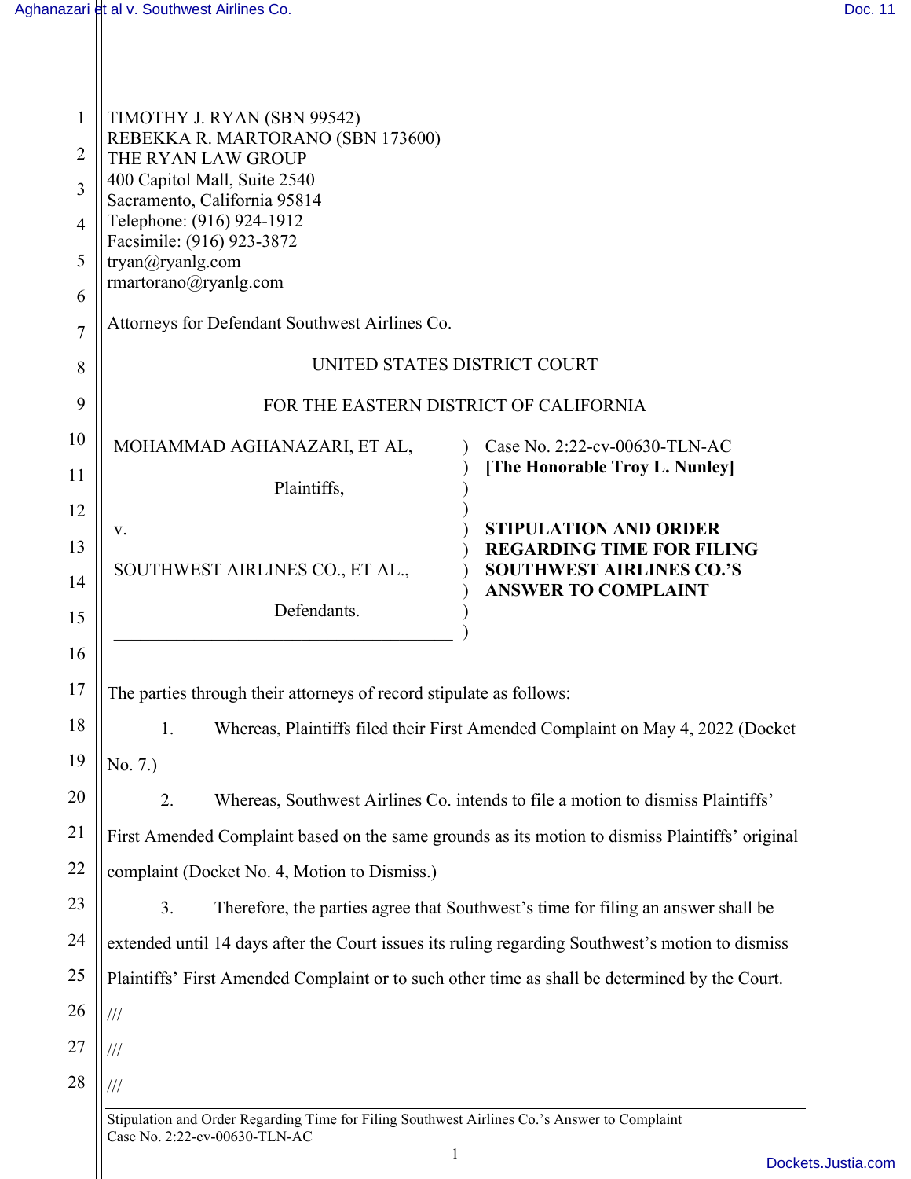TIMOTHY J. RYAN (SBN 99542)
REBEKKA R. MARTORANO (SBN 173600)
THE RYAN LAW GROUP
400 Capitol Mall, Suite 2540
Sacramento, California 95814
Telephone: (916) 924-1912
Facsimile: (916) 923-3872
tryan@ryanlg.com
rmartorano@ryanlg.com

Attorneys for Defendant Southwest Airlines Co.

UNITED STATES DISTRICT COURT

FOR THE EASTERN DISTRICT OF CALIFORNIA

| | |
|---|---|
| MOHAMMAD AGHANAZARI, ET AL,<br><br>Plaintiffs,<br><br>v.<br><br>SOUTHWEST AIRLINES CO., ET AL.,<br><br>Defendants. | Case No. 2:22-cv-00630-TLN-AC<br>**[The Honorable Troy L. Nunley]**<br><br>**STIPULATION AND ORDER REGARDING TIME FOR FILING SOUTHWEST AIRLINES CO.'S ANSWER TO COMPLAINT** |

The parties through their attorneys of record stipulate as follows:

1. Whereas, Plaintiffs filed their First Amended Complaint on May 4, 2022 (Docket No. 7.)

2. Whereas, Southwest Airlines Co. intends to file a motion to dismiss Plaintiffs' First Amended Complaint based on the same grounds as its motion to dismiss Plaintiffs' original complaint (Docket No. 4, Motion to Dismiss.)

3. Therefore, the parties agree that Southwest's time for filing an answer shall be extended until 14 days after the Court issues its ruling regarding Southwest's motion to dismiss Plaintiffs' First Amended Complaint or to such other time as shall be determined by the Court.

///

///

///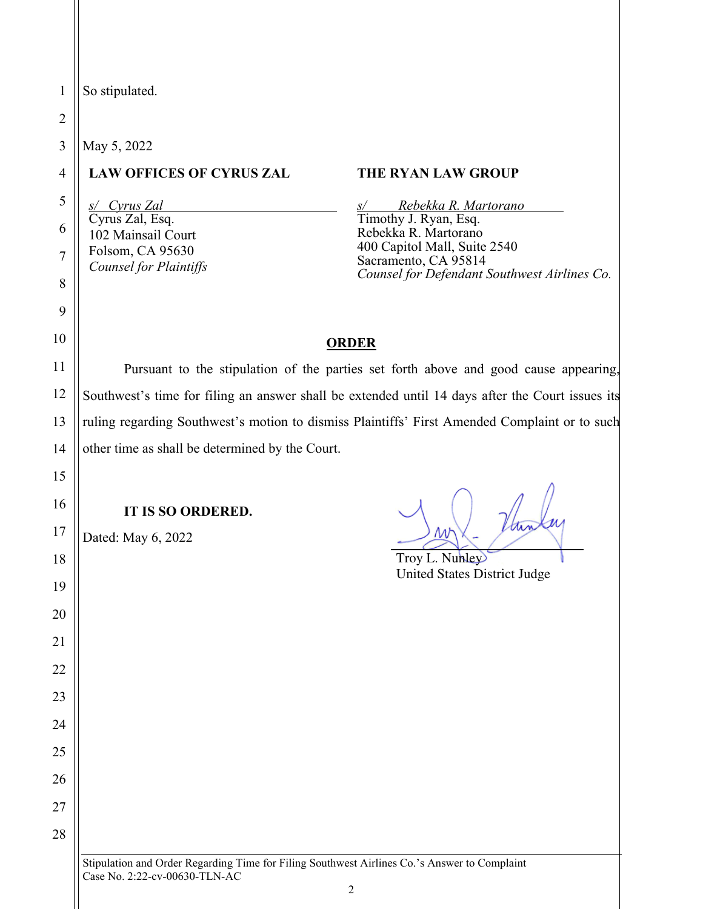So stipulated.

May 5, 2022

**LAW OFFICES OF CYRUS ZAL**

*s/ Cyrus Zal*
Cyrus Zal, Esq.
102 Mainsail Court
Folsom, CA 95630
*Counsel for Plaintiffs*

**THE RYAN LAW GROUP**

*s/ Rebekka R. Martorano*
Timothy J. Ryan, Esq.
Rebekka R. Martorano
400 Capitol Mall, Suite 2540
Sacramento, CA 95814
*Counsel for Defendant Southwest Airlines Co.*

## ORDER

Pursuant to the stipulation of the parties set forth above and good cause appearing, Southwest's time for filing an answer shall be extended until 14 days after the Court issues its ruling regarding Southwest's motion to dismiss Plaintiffs' First Amended Complaint or to such other time as shall be determined by the Court.

**IT IS SO ORDERED.**

Dated: May 6, 2022

Troy L. Nunley
United States District Judge

Stipulation and Order Regarding Time for Filing Southwest Airlines Co.'s Answer to Complaint
Case No. 2:22-cv-00630-TLN-AC